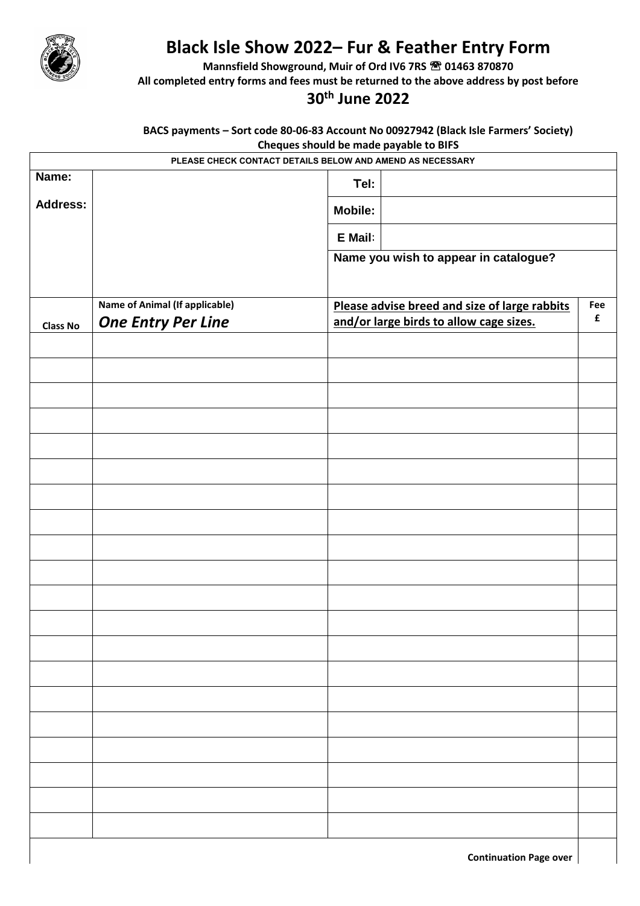# Black Isle Show 2022– Fur & Feather Entry Form

**Mannsfield Showground, Muir of Ord IV6 7RS ☏ 01463 870870**

**All completed entry forms and fees must be returned to the above address by post before**

## 30th June 2022

**BACS payments – Sort code 80-06-83 Account No 00927942 (Black Isle Farmers' Society)**

**Cheques should be made payable to BIFS**

| PLEASE CHECK CONTACT DETAILS BELOW AND AMEND AS NECESSARY | | | |
|---|---|---|---|
| **Name:** | | **Tel:** | |
| **Address:** | | **Mobile:** | |
| | | **E Mail:** | |
| | | **Name you wish to appear in catalogue?** | |

| **Class No** | **Name of Animal (If applicable)** ***One Entry Per Line*** | **Please advise breed and size of large rabbits and/or large birds to allow cage sizes.** | **Fee £** |
|---|---|---|---|
| | | | |
| | | | |
| | | | |
| | | | |
| | | | |
| | | | |
| | | | |
| | | | |
| | | | |
| | | | |
| | | | |
| | | | |
| | | | |
| | | | |
| | | | |
| | | | |
| | | | |
| | | | |
| | | | |
| | | | |
| | | **Continuation Page over** | |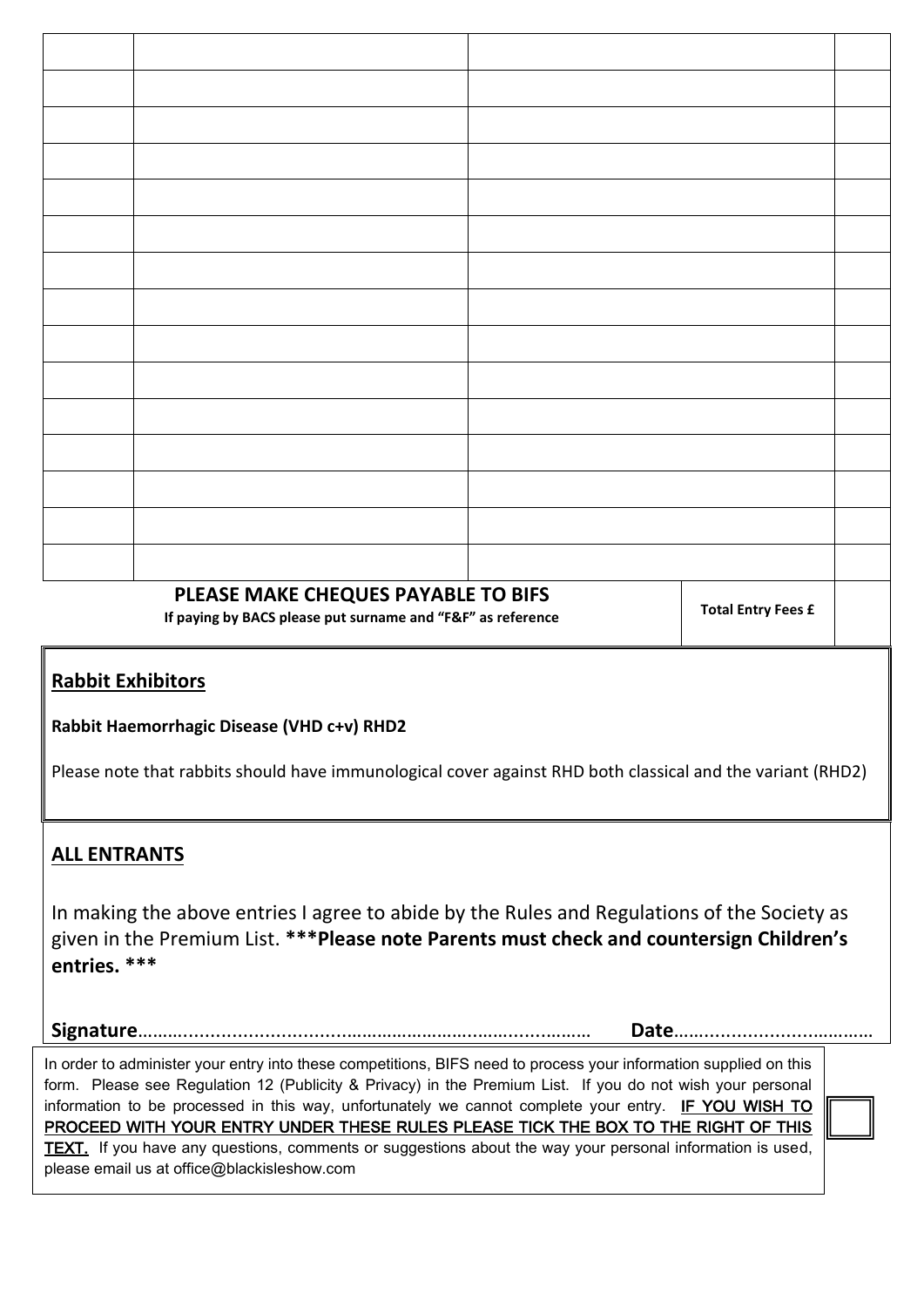| | | | |
|---|---|---|---|
| | | | |
| | | | |
| | | | |
| | | | |
| | | | |
| | | | |
| | | | |
| | | | |
| | | | |
| | | | |
| | | | |
| | | | |
| | | | |
| | | | |
| | | | |
| **PLEASE MAKE CHEQUES PAYABLE TO BIFS** **If paying by BACS please put surname and "F&F" as reference** | | **Total Entry Fees £** | |

**Rabbit Exhibitors**

**Rabbit Haemorrhagic Disease (VHD c+v) RHD2**

Please note that rabbits should have immunological cover against RHD both classical and the variant (RHD2)

**ALL ENTRANTS**

In making the above entries I agree to abide by the Rules and Regulations of the Society as given in the Premium List. *****Please note Parents must check and countersign Children's entries. *****

**Signature**…………………………………………………………………… **Date**………………………………

In order to administer your entry into these competitions, BIFS need to process your information supplied on this form. Please see Regulation 12 (Publicity & Privacy) in the Premium List. If you do not wish your personal information to be processed in this way, unfortunately we cannot complete your entry. IF YOU WISH TO PROCEED WITH YOUR ENTRY UNDER THESE RULES PLEASE TICK THE BOX TO THE RIGHT OF THIS TEXT. If you have any questions, comments or suggestions about the way your personal information is used, please email us at office@blackisleshow.com

☐